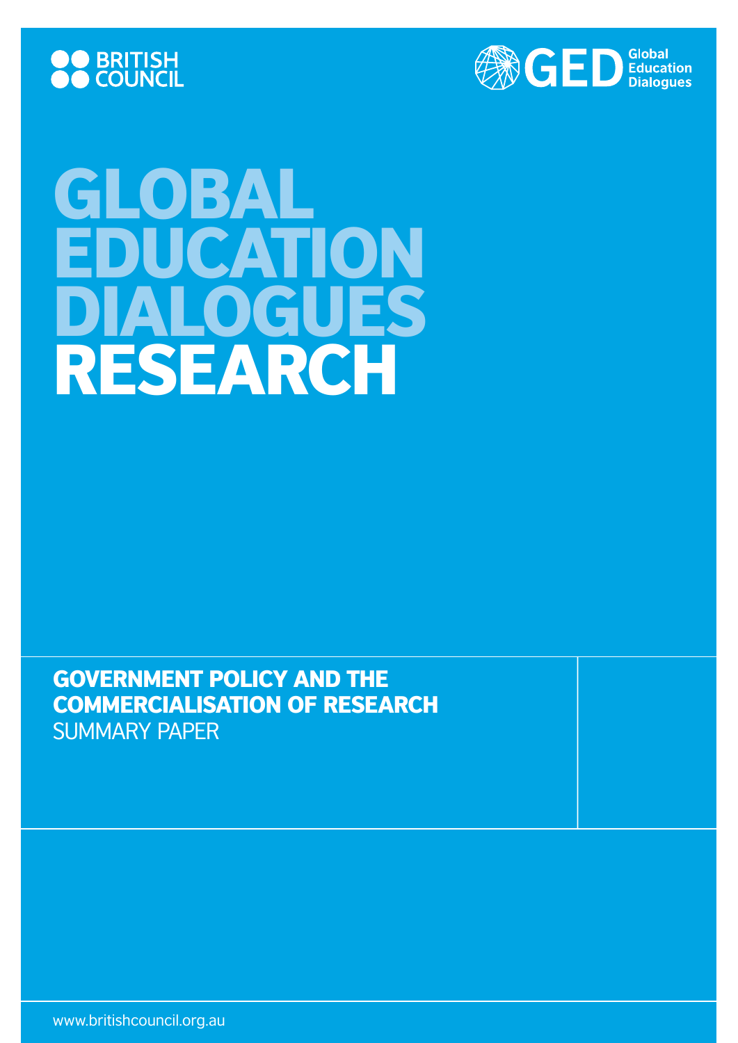BRITISH COUNCIL

GED Global Education Dialogues

# GLOBAL EDUCATION DIALOGUES RESEARCH

## GOVERNMENT POLICY AND THE COMMERCIALISATION OF RESEARCH

SUMMARY PAPER

www.britishcouncil.org.au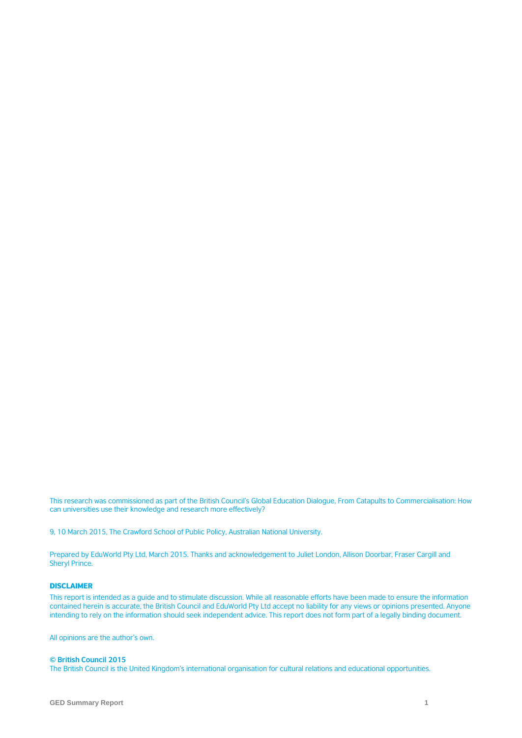This research was commissioned as part of the British Council's Global Education Dialogue, From Catapults to Commercialisation: How can universities use their knowledge and research more effectively?

9, 10 March 2015, The Crawford School of Public Policy, Australian National University.

Prepared by EduWorld Pty Ltd, March 2015. Thanks and acknowledgement to Juliet London, Allison Doorbar, Fraser Cargill and Sheryl Prince.

**DISCLAIMER**

This report is intended as a guide and to stimulate discussion. While all reasonable efforts have been made to ensure the information contained herein is accurate, the British Council and EduWorld Pty Ltd accept no liability for any views or opinions presented. Anyone intending to rely on the information should seek independent advice. This report does not form part of a legally binding document.

All opinions are the author's own.

**© British Council 2015**

The British Council is the United Kingdom's international organisation for cultural relations and educational opportunities.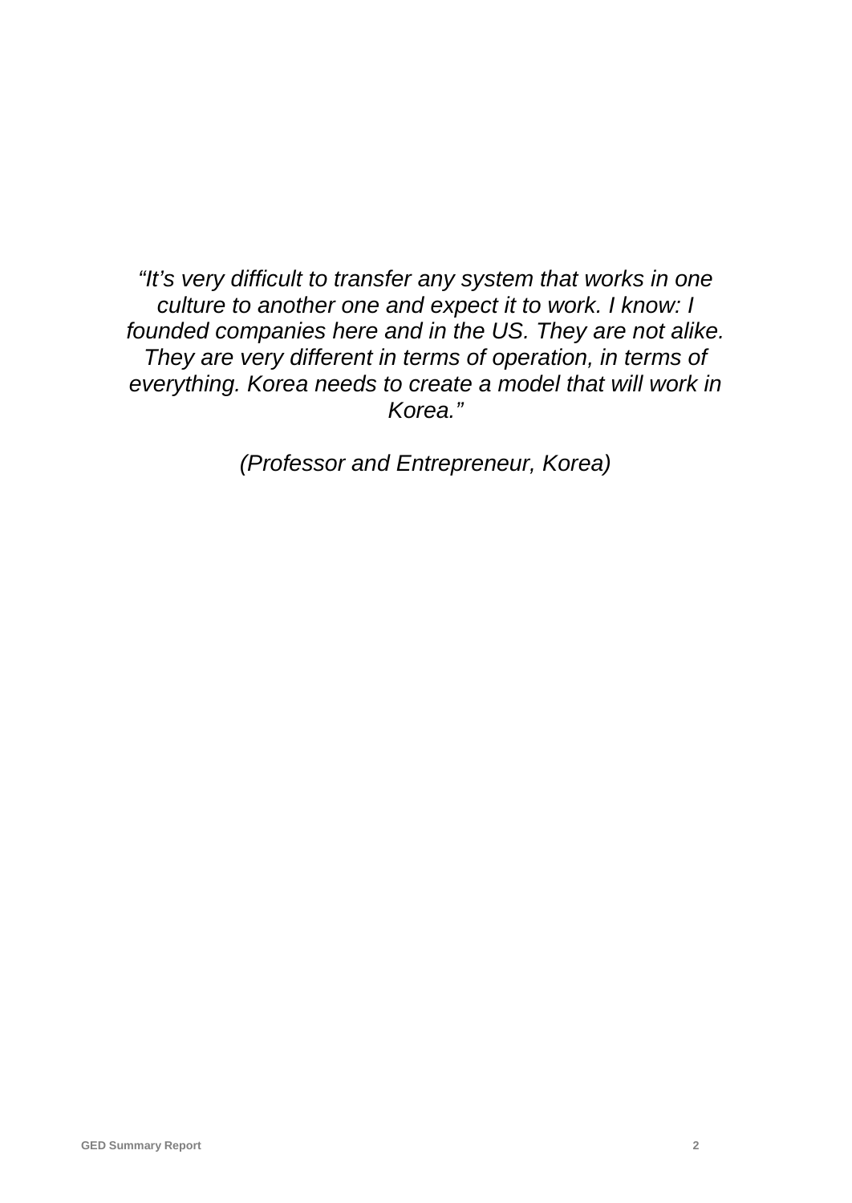*"It's very difficult to transfer any system that works in one culture to another one and expect it to work. I know: I founded companies here and in the US. They are not alike. They are very different in terms of operation, in terms of everything. Korea needs to create a model that will work in Korea."*

*(Professor and Entrepreneur, Korea)*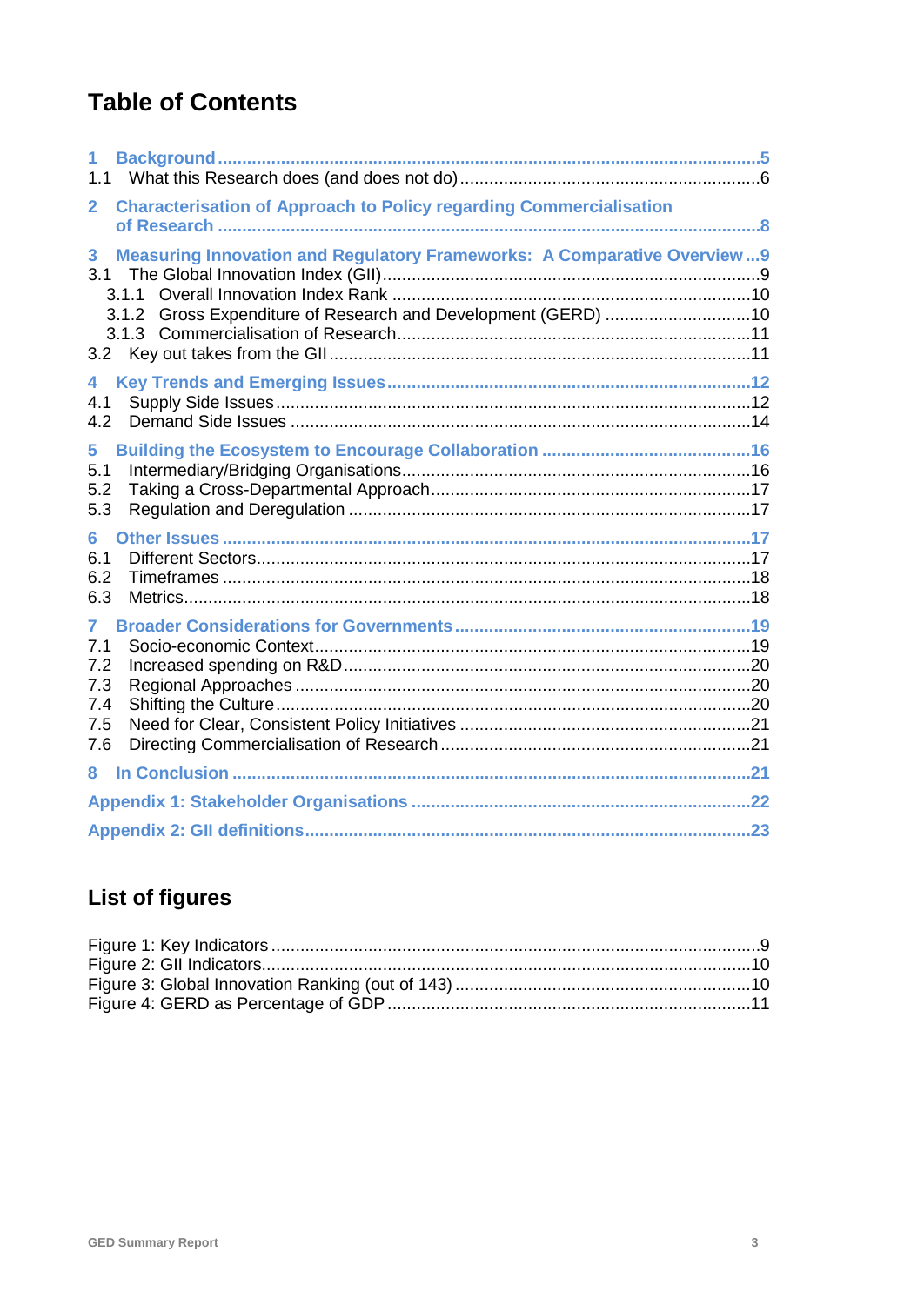# Table of Contents

**1 Background** ..... 5
1.1 What this Research does (and does not do) ..... 6

**2 Characterisation of Approach to Policy regarding Commercialisation of Research** ..... 8

**3 Measuring Innovation and Regulatory Frameworks: A Comparative Overview** ..... 9
3.1 The Global Innovation Index (GII) ..... 9
3.1.1 Overall Innovation Index Rank ..... 10
3.1.2 Gross Expenditure of Research and Development (GERD) ..... 10
3.1.3 Commercialisation of Research ..... 11
3.2 Key out takes from the GII ..... 11

**4 Key Trends and Emerging Issues** ..... 12
4.1 Supply Side Issues ..... 12
4.2 Demand Side Issues ..... 14

**5 Building the Ecosystem to Encourage Collaboration** ..... 16
5.1 Intermediary/Bridging Organisations ..... 16
5.2 Taking a Cross-Departmental Approach ..... 17
5.3 Regulation and Deregulation ..... 17

**6 Other Issues** ..... 17
6.1 Different Sectors ..... 17
6.2 Timeframes ..... 18
6.3 Metrics ..... 18

**7 Broader Considerations for Governments** ..... 19
7.1 Socio-economic Context ..... 19
7.2 Increased spending on R&D ..... 20
7.3 Regional Approaches ..... 20
7.4 Shifting the Culture ..... 20
7.5 Need for Clear, Consistent Policy Initiatives ..... 21
7.6 Directing Commercialisation of Research ..... 21

**8 In Conclusion** ..... 21

**Appendix 1: Stakeholder Organisations** ..... 22

**Appendix 2: GII definitions** ..... 23

## List of figures

Figure 1: Key Indicators ..... 9
Figure 2: GII Indicators ..... 10
Figure 3: Global Innovation Ranking (out of 143) ..... 10
Figure 4: GERD as Percentage of GDP ..... 11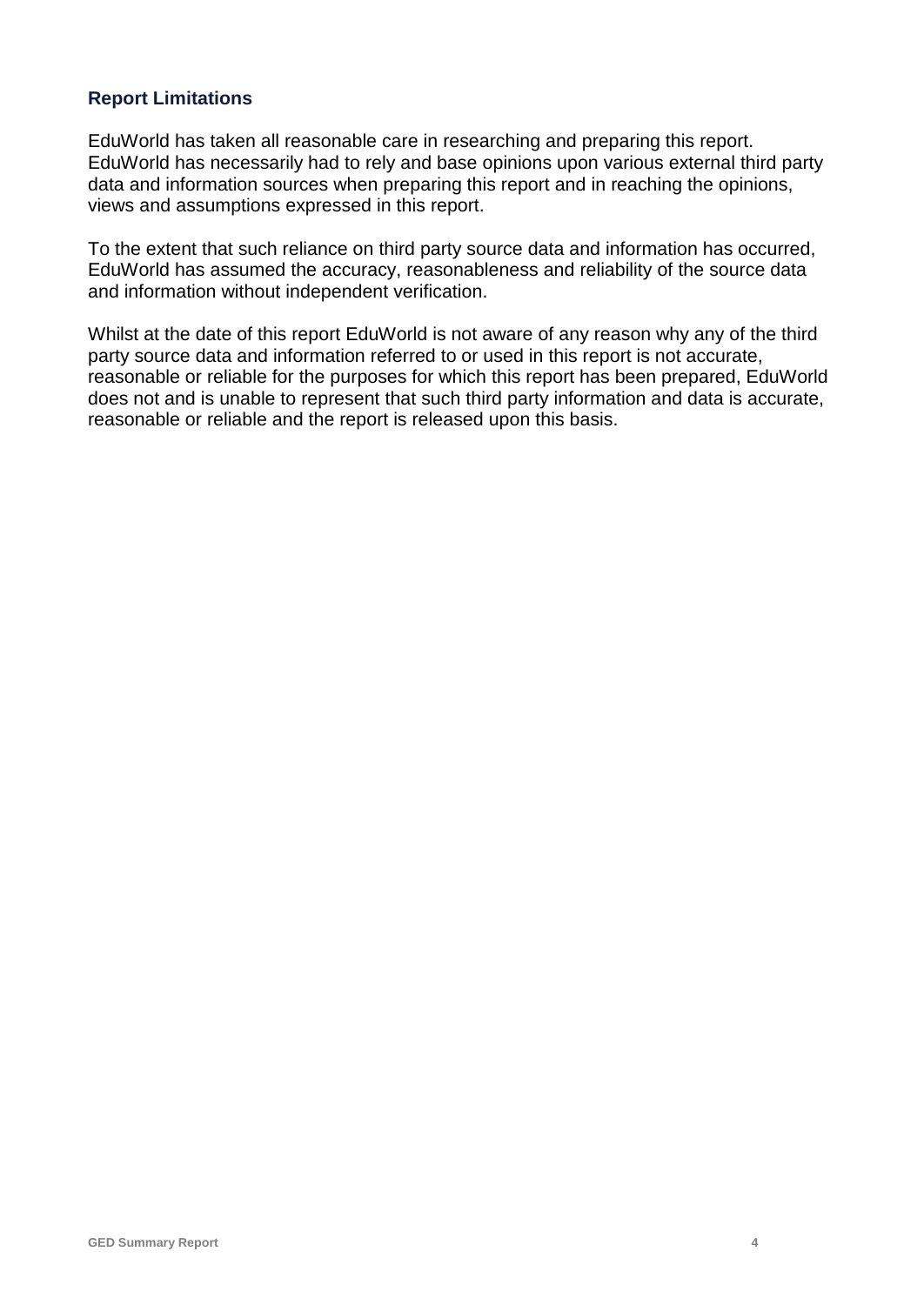### Report Limitations

EduWorld has taken all reasonable care in researching and preparing this report. EduWorld has necessarily had to rely and base opinions upon various external third party data and information sources when preparing this report and in reaching the opinions, views and assumptions expressed in this report.

To the extent that such reliance on third party source data and information has occurred, EduWorld has assumed the accuracy, reasonableness and reliability of the source data and information without independent verification.

Whilst at the date of this report EduWorld is not aware of any reason why any of the third party source data and information referred to or used in this report is not accurate, reasonable or reliable for the purposes for which this report has been prepared, EduWorld does not and is unable to represent that such third party information and data is accurate, reasonable or reliable and the report is released upon this basis.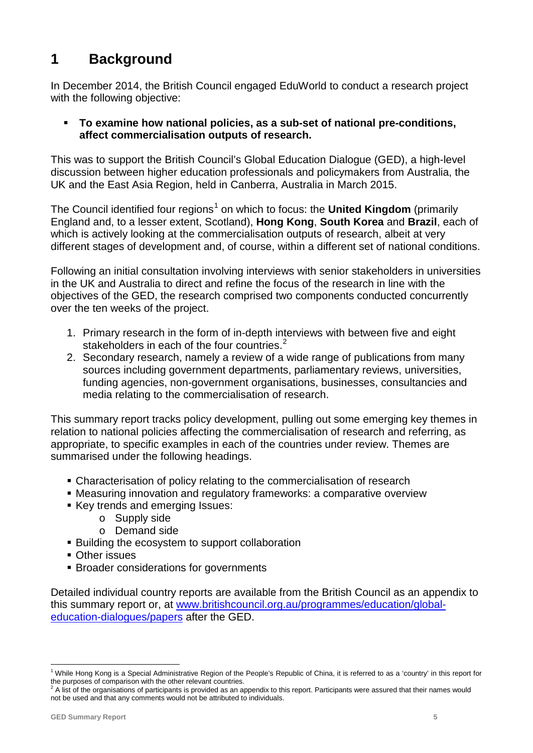# 1 Background

In December 2014, the British Council engaged EduWorld to conduct a research project with the following objective:

- **To examine how national policies, as a sub-set of national pre-conditions, affect commercialisation outputs of research.**

This was to support the British Council's Global Education Dialogue (GED), a high-level discussion between higher education professionals and policymakers from Australia, the UK and the East Asia Region, held in Canberra, Australia in March 2015.

The Council identified four regions[1] on which to focus: the **United Kingdom** (primarily England and, to a lesser extent, Scotland), **Hong Kong**, **South Korea** and **Brazil**, each of which is actively looking at the commercialisation outputs of research, albeit at very different stages of development and, of course, within a different set of national conditions.

Following an initial consultation involving interviews with senior stakeholders in universities in the UK and Australia to direct and refine the focus of the research in line with the objectives of the GED, the research comprised two components conducted concurrently over the ten weeks of the project.

1. Primary research in the form of in-depth interviews with between five and eight stakeholders in each of the four countries.[2]
2. Secondary research, namely a review of a wide range of publications from many sources including government departments, parliamentary reviews, universities, funding agencies, non-government organisations, businesses, consultancies and media relating to the commercialisation of research.

This summary report tracks policy development, pulling out some emerging key themes in relation to national policies affecting the commercialisation of research and referring, as appropriate, to specific examples in each of the countries under review. Themes are summarised under the following headings.

- Characterisation of policy relating to the commercialisation of research
- Measuring innovation and regulatory frameworks: a comparative overview
- Key trends and emerging Issues:
  - Supply side
  - Demand side
- Building the ecosystem to support collaboration
- Other issues
- Broader considerations for governments

Detailed individual country reports are available from the British Council as an appendix to this summary report or, at [www.britishcouncil.org.au/programmes/education/global-education-dialogues/papers](www.britishcouncil.org.au/programmes/education/global-education-dialogues/papers) after the GED.

---

[1] While Hong Kong is a Special Administrative Region of the People's Republic of China, it is referred to as a 'country' in this report for the purposes of comparison with the other relevant countries.

[2] A list of the organisations of participants is provided as an appendix to this report. Participants were assured that their names would not be used and that any comments would not be attributed to individuals.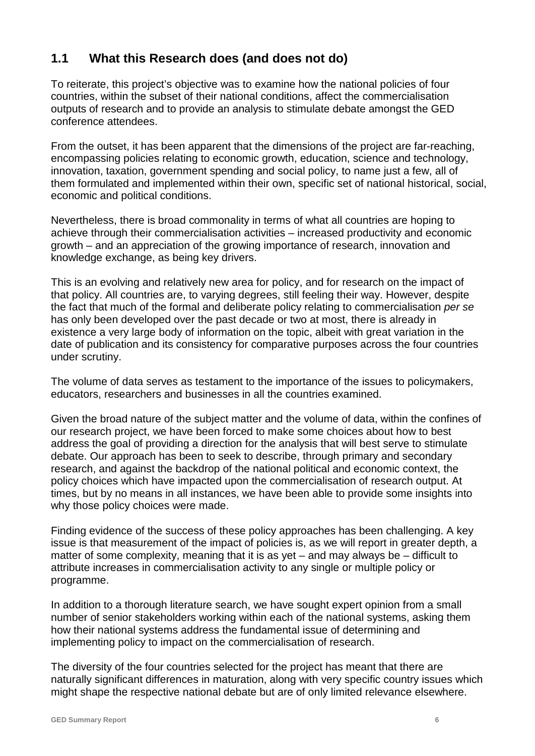## 1.1 What this Research does (and does not do)

To reiterate, this project's objective was to examine how the national policies of four countries, within the subset of their national conditions, affect the commercialisation outputs of research and to provide an analysis to stimulate debate amongst the GED conference attendees.

From the outset, it has been apparent that the dimensions of the project are far-reaching, encompassing policies relating to economic growth, education, science and technology, innovation, taxation, government spending and social policy, to name just a few, all of them formulated and implemented within their own, specific set of national historical, social, economic and political conditions.

Nevertheless, there is broad commonality in terms of what all countries are hoping to achieve through their commercialisation activities – increased productivity and economic growth – and an appreciation of the growing importance of research, innovation and knowledge exchange, as being key drivers.

This is an evolving and relatively new area for policy, and for research on the impact of that policy. All countries are, to varying degrees, still feeling their way. However, despite the fact that much of the formal and deliberate policy relating to commercialisation *per se* has only been developed over the past decade or two at most, there is already in existence a very large body of information on the topic, albeit with great variation in the date of publication and its consistency for comparative purposes across the four countries under scrutiny.

The volume of data serves as testament to the importance of the issues to policymakers, educators, researchers and businesses in all the countries examined.

Given the broad nature of the subject matter and the volume of data, within the confines of our research project, we have been forced to make some choices about how to best address the goal of providing a direction for the analysis that will best serve to stimulate debate. Our approach has been to seek to describe, through primary and secondary research, and against the backdrop of the national political and economic context, the policy choices which have impacted upon the commercialisation of research output. At times, but by no means in all instances, we have been able to provide some insights into why those policy choices were made.

Finding evidence of the success of these policy approaches has been challenging. A key issue is that measurement of the impact of policies is, as we will report in greater depth, a matter of some complexity, meaning that it is as yet – and may always be – difficult to attribute increases in commercialisation activity to any single or multiple policy or programme.

In addition to a thorough literature search, we have sought expert opinion from a small number of senior stakeholders working within each of the national systems, asking them how their national systems address the fundamental issue of determining and implementing policy to impact on the commercialisation of research.

The diversity of the four countries selected for the project has meant that there are naturally significant differences in maturation, along with very specific country issues which might shape the respective national debate but are of only limited relevance elsewhere.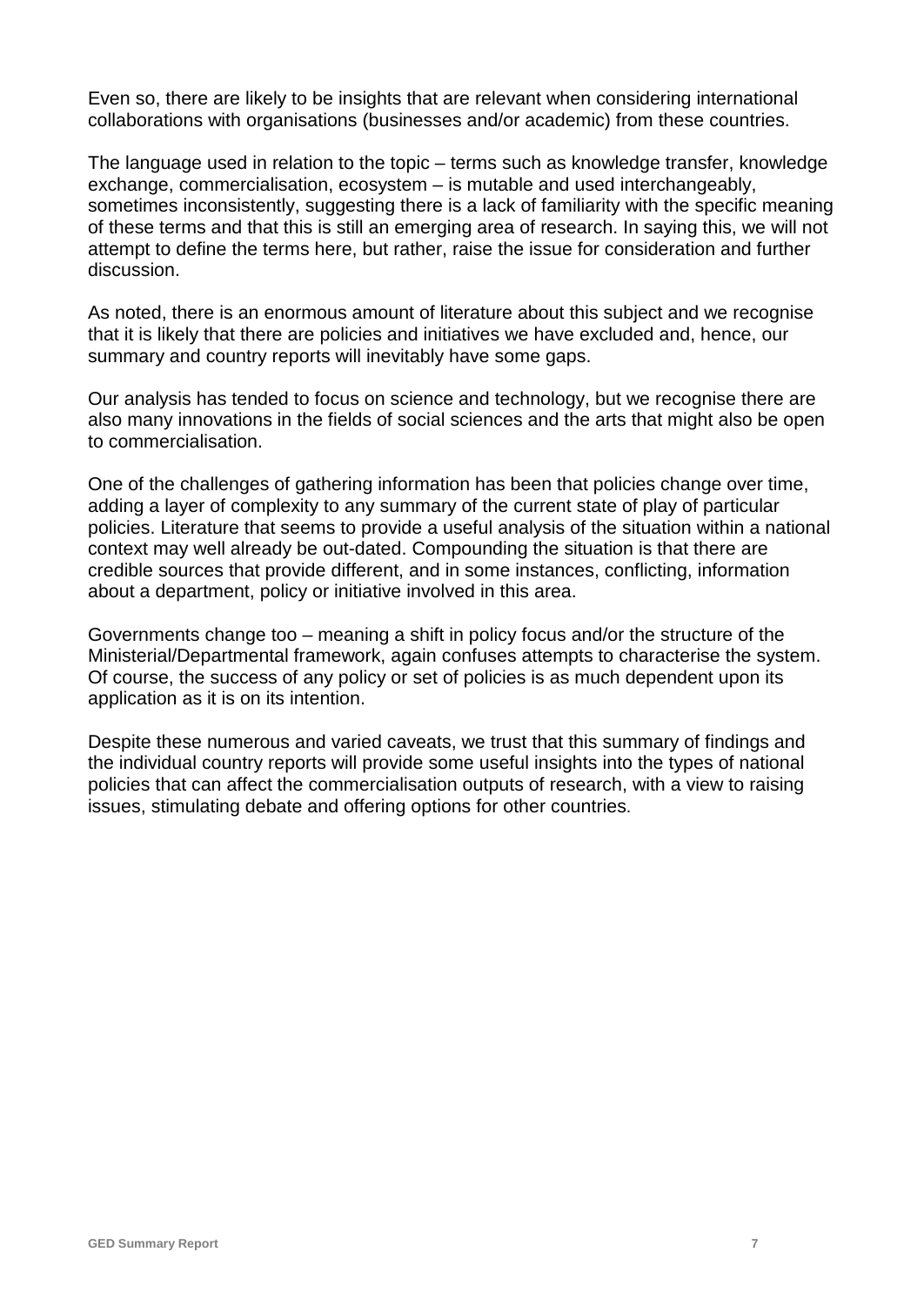Even so, there are likely to be insights that are relevant when considering international collaborations with organisations (businesses and/or academic) from these countries.

The language used in relation to the topic – terms such as knowledge transfer, knowledge exchange, commercialisation, ecosystem – is mutable and used interchangeably, sometimes inconsistently, suggesting there is a lack of familiarity with the specific meaning of these terms and that this is still an emerging area of research. In saying this, we will not attempt to define the terms here, but rather, raise the issue for consideration and further discussion.

As noted, there is an enormous amount of literature about this subject and we recognise that it is likely that there are policies and initiatives we have excluded and, hence, our summary and country reports will inevitably have some gaps.

Our analysis has tended to focus on science and technology, but we recognise there are also many innovations in the fields of social sciences and the arts that might also be open to commercialisation.

One of the challenges of gathering information has been that policies change over time, adding a layer of complexity to any summary of the current state of play of particular policies. Literature that seems to provide a useful analysis of the situation within a national context may well already be out-dated. Compounding the situation is that there are credible sources that provide different, and in some instances, conflicting, information about a department, policy or initiative involved in this area.

Governments change too – meaning a shift in policy focus and/or the structure of the Ministerial/Departmental framework, again confuses attempts to characterise the system. Of course, the success of any policy or set of policies is as much dependent upon its application as it is on its intention.

Despite these numerous and varied caveats, we trust that this summary of findings and the individual country reports will provide some useful insights into the types of national policies that can affect the commercialisation outputs of research, with a view to raising issues, stimulating debate and offering options for other countries.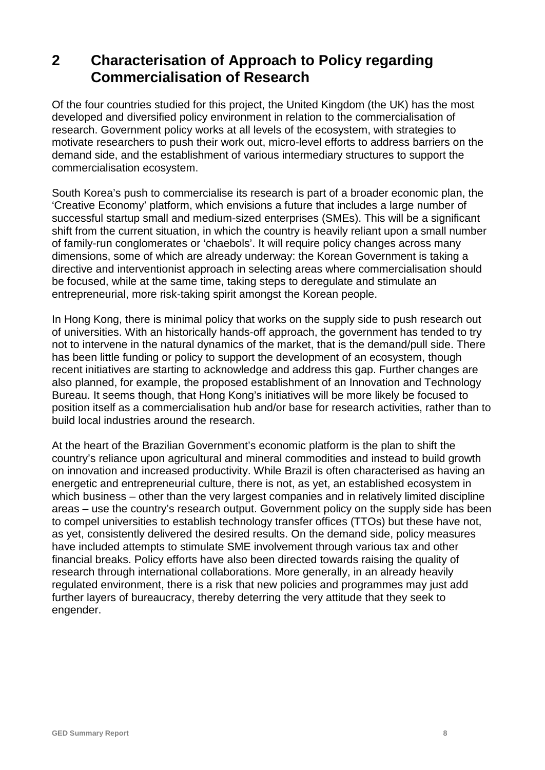# 2 Characterisation of Approach to Policy regarding Commercialisation of Research

Of the four countries studied for this project, the United Kingdom (the UK) has the most developed and diversified policy environment in relation to the commercialisation of research. Government policy works at all levels of the ecosystem, with strategies to motivate researchers to push their work out, micro-level efforts to address barriers on the demand side, and the establishment of various intermediary structures to support the commercialisation ecosystem.

South Korea's push to commercialise its research is part of a broader economic plan, the 'Creative Economy' platform, which envisions a future that includes a large number of successful startup small and medium-sized enterprises (SMEs). This will be a significant shift from the current situation, in which the country is heavily reliant upon a small number of family-run conglomerates or 'chaebols'. It will require policy changes across many dimensions, some of which are already underway: the Korean Government is taking a directive and interventionist approach in selecting areas where commercialisation should be focused, while at the same time, taking steps to deregulate and stimulate an entrepreneurial, more risk-taking spirit amongst the Korean people.

In Hong Kong, there is minimal policy that works on the supply side to push research out of universities. With an historically hands-off approach, the government has tended to try not to intervene in the natural dynamics of the market, that is the demand/pull side. There has been little funding or policy to support the development of an ecosystem, though recent initiatives are starting to acknowledge and address this gap. Further changes are also planned, for example, the proposed establishment of an Innovation and Technology Bureau. It seems though, that Hong Kong's initiatives will be more likely be focused to position itself as a commercialisation hub and/or base for research activities, rather than to build local industries around the research.

At the heart of the Brazilian Government's economic platform is the plan to shift the country's reliance upon agricultural and mineral commodities and instead to build growth on innovation and increased productivity. While Brazil is often characterised as having an energetic and entrepreneurial culture, there is not, as yet, an established ecosystem in which business – other than the very largest companies and in relatively limited discipline areas – use the country's research output. Government policy on the supply side has been to compel universities to establish technology transfer offices (TTOs) but these have not, as yet, consistently delivered the desired results. On the demand side, policy measures have included attempts to stimulate SME involvement through various tax and other financial breaks. Policy efforts have also been directed towards raising the quality of research through international collaborations. More generally, in an already heavily regulated environment, there is a risk that new policies and programmes may just add further layers of bureaucracy, thereby deterring the very attitude that they seek to engender.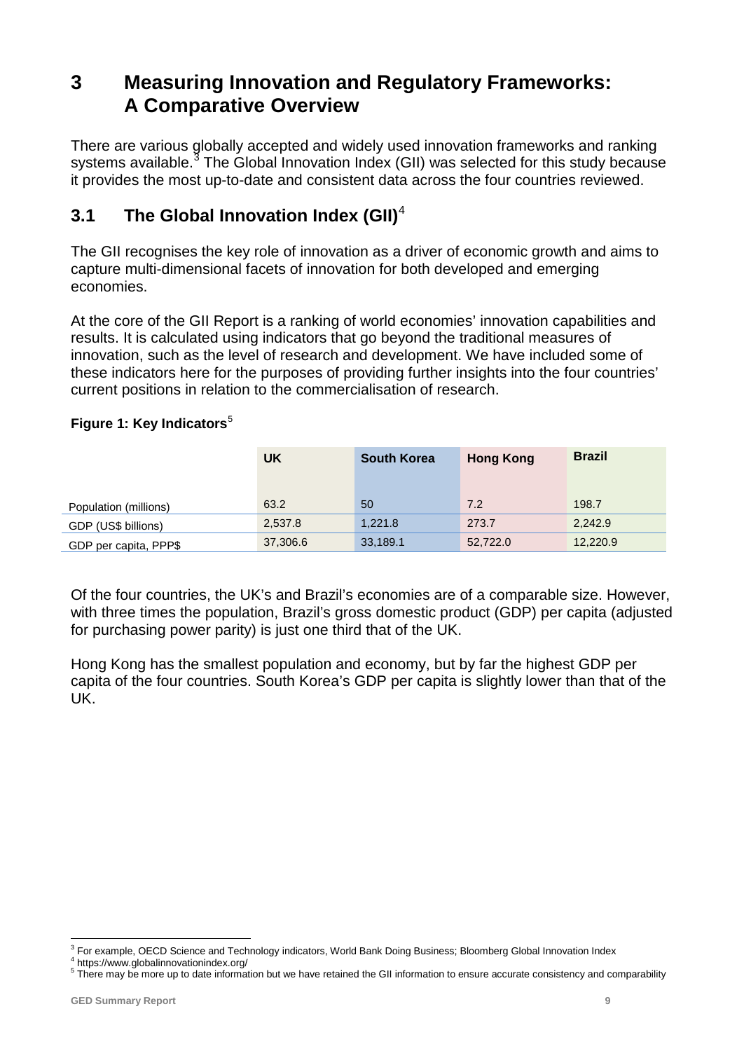# 3 Measuring Innovation and Regulatory Frameworks: A Comparative Overview

There are various globally accepted and widely used innovation frameworks and ranking systems available.[3] The Global Innovation Index (GII) was selected for this study because it provides the most up-to-date and consistent data across the four countries reviewed.

## 3.1 The Global Innovation Index (GII)[4]

The GII recognises the key role of innovation as a driver of economic growth and aims to capture multi-dimensional facets of innovation for both developed and emerging economies.

At the core of the GII Report is a ranking of world economies' innovation capabilities and results. It is calculated using indicators that go beyond the traditional measures of innovation, such as the level of research and development. We have included some of these indicators here for the purposes of providing further insights into the four countries' current positions in relation to the commercialisation of research.

**Figure 1: Key Indicators**[5]

| | UK | South Korea | Hong Kong | Brazil |
|---|---|---|---|---|
| Population (millions) | 63.2 | 50 | 7.2 | 198.7 |
| GDP (US$ billions) | 2,537.8 | 1,221.8 | 273.7 | 2,242.9 |
| GDP per capita, PPP$ | 37,306.6 | 33,189.1 | 52,722.0 | 12,220.9 |

Of the four countries, the UK's and Brazil's economies are of a comparable size. However, with three times the population, Brazil's gross domestic product (GDP) per capita (adjusted for purchasing power parity) is just one third that of the UK.

Hong Kong has the smallest population and economy, but by far the highest GDP per capita of the four countries. South Korea's GDP per capita is slightly lower than that of the UK.

---

[3] For example, OECD Science and Technology indicators, World Bank Doing Business; Bloomberg Global Innovation Index

[4] https://www.globalinnovationindex.org/

[5] There may be more up to date information but we have retained the GII information to ensure accurate consistency and comparability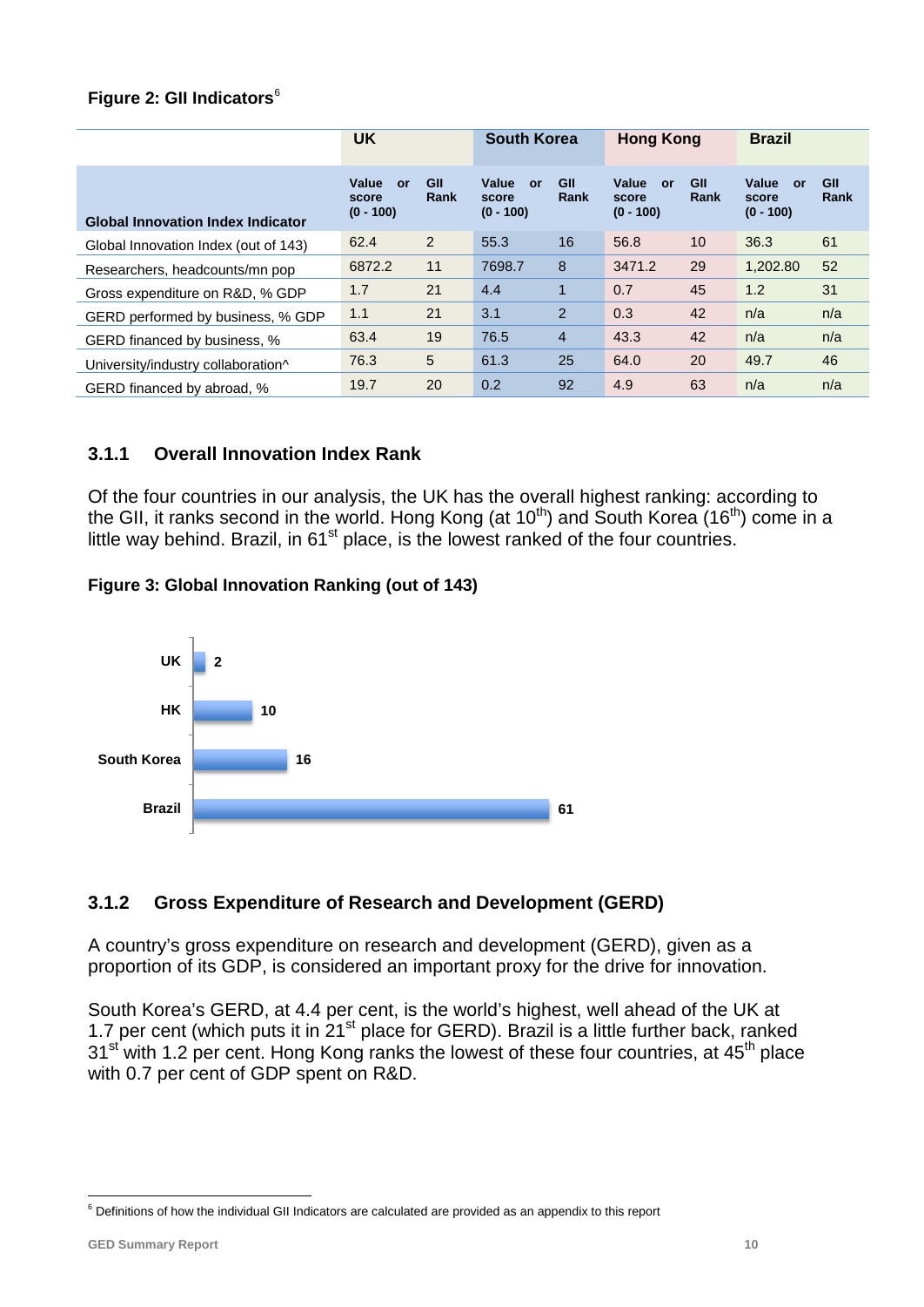**Figure 2: GII Indicators**[6]

| Global Innovation Index Indicator | UK | | South Korea | | Hong Kong | | Brazil | |
|---|---|---|---|---|---|---|---|---|
| | Value or score (0 - 100) | GII Rank | Value or score (0 - 100) | GII Rank | Value or score (0 - 100) | GII Rank | Value or score (0 - 100) | GII Rank |
| Global Innovation Index (out of 143) | 62.4 | 2 | 55.3 | 16 | 56.8 | 10 | 36.3 | 61 |
| Researchers, headcounts/mn pop | 6872.2 | 11 | 7698.7 | 8 | 3471.2 | 29 | 1,202.80 | 52 |
| Gross expenditure on R&D, % GDP | 1.7 | 21 | 4.4 | 1 | 0.7 | 45 | 1.2 | 31 |
| GERD performed by business, % GDP | 1.1 | 21 | 3.1 | 2 | 0.3 | 42 | n/a | n/a |
| GERD financed by business, % | 63.4 | 19 | 76.5 | 4 | 43.3 | 42 | n/a | n/a |
| University/industry collaboration^ | 76.3 | 5 | 61.3 | 25 | 64.0 | 20 | 49.7 | 46 |
| GERD financed by abroad, % | 19.7 | 20 | 0.2 | 92 | 4.9 | 63 | n/a | n/a |

### 3.1.1 Overall Innovation Index Rank

Of the four countries in our analysis, the UK has the overall highest ranking: according to the GII, it ranks second in the world. Hong Kong (at 10th) and South Korea (16th) come in a little way behind. Brazil, in 61st place, is the lowest ranked of the four countries.

**Figure 3: Global Innovation Ranking (out of 143)**

### 3.1.2 Gross Expenditure of Research and Development (GERD)

A country's gross expenditure on research and development (GERD), given as a proportion of its GDP, is considered an important proxy for the drive for innovation.

South Korea's GERD, at 4.4 per cent, is the world's highest, well ahead of the UK at 1.7 per cent (which puts it in 21st place for GERD). Brazil is a little further back, ranked 31st with 1.2 per cent. Hong Kong ranks the lowest of these four countries, at 45th place with 0.7 per cent of GDP spent on R&D.

[6] Definitions of how the individual GII Indicators are calculated are provided as an appendix to this report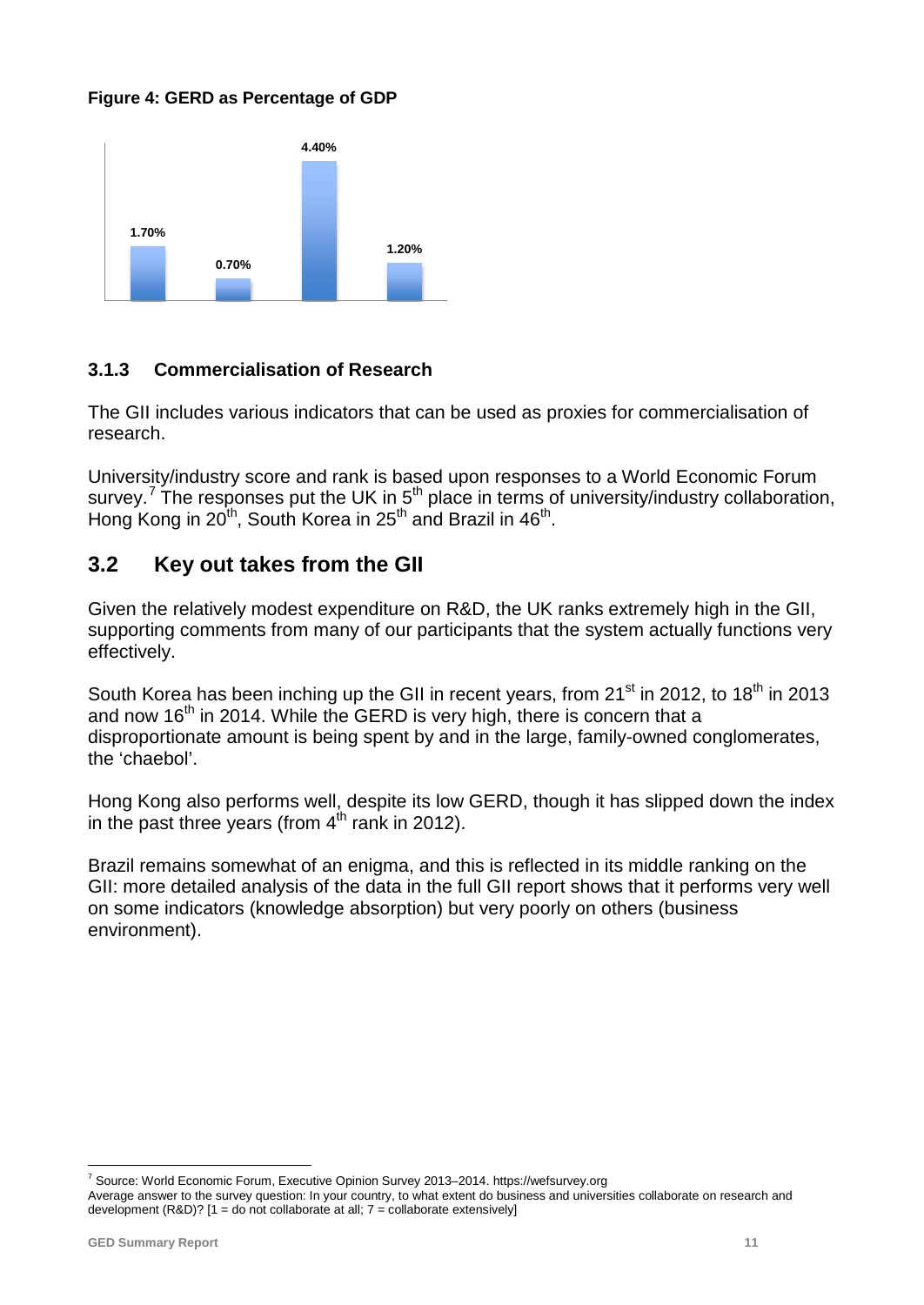**Figure 4: GERD as Percentage of GDP**

| 1.70% | 0.70% | 4.40% | 1.20% |
|---|---|---|---|

### 3.1.3 Commercialisation of Research

The GII includes various indicators that can be used as proxies for commercialisation of research.

University/industry score and rank is based upon responses to a World Economic Forum survey.[7] The responses put the UK in 5th place in terms of university/industry collaboration, Hong Kong in 20th, South Korea in 25th and Brazil in 46th.

## 3.2 Key out takes from the GII

Given the relatively modest expenditure on R&D, the UK ranks extremely high in the GII, supporting comments from many of our participants that the system actually functions very effectively.

South Korea has been inching up the GII in recent years, from 21st in 2012, to 18th in 2013 and now 16th in 2014. While the GERD is very high, there is concern that a disproportionate amount is being spent by and in the large, family-owned conglomerates, the 'chaebol'.

Hong Kong also performs well, despite its low GERD, though it has slipped down the index in the past three years (from 4th rank in 2012).

Brazil remains somewhat of an enigma, and this is reflected in its middle ranking on the GII: more detailed analysis of the data in the full GII report shows that it performs very well on some indicators (knowledge absorption) but very poorly on others (business environment).

---

[7] Source: World Economic Forum, Executive Opinion Survey 2013–2014. https://wefsurvey.org
Average answer to the survey question: In your country, to what extent do business and universities collaborate on research and development (R&D)? [1 = do not collaborate at all; 7 = collaborate extensively]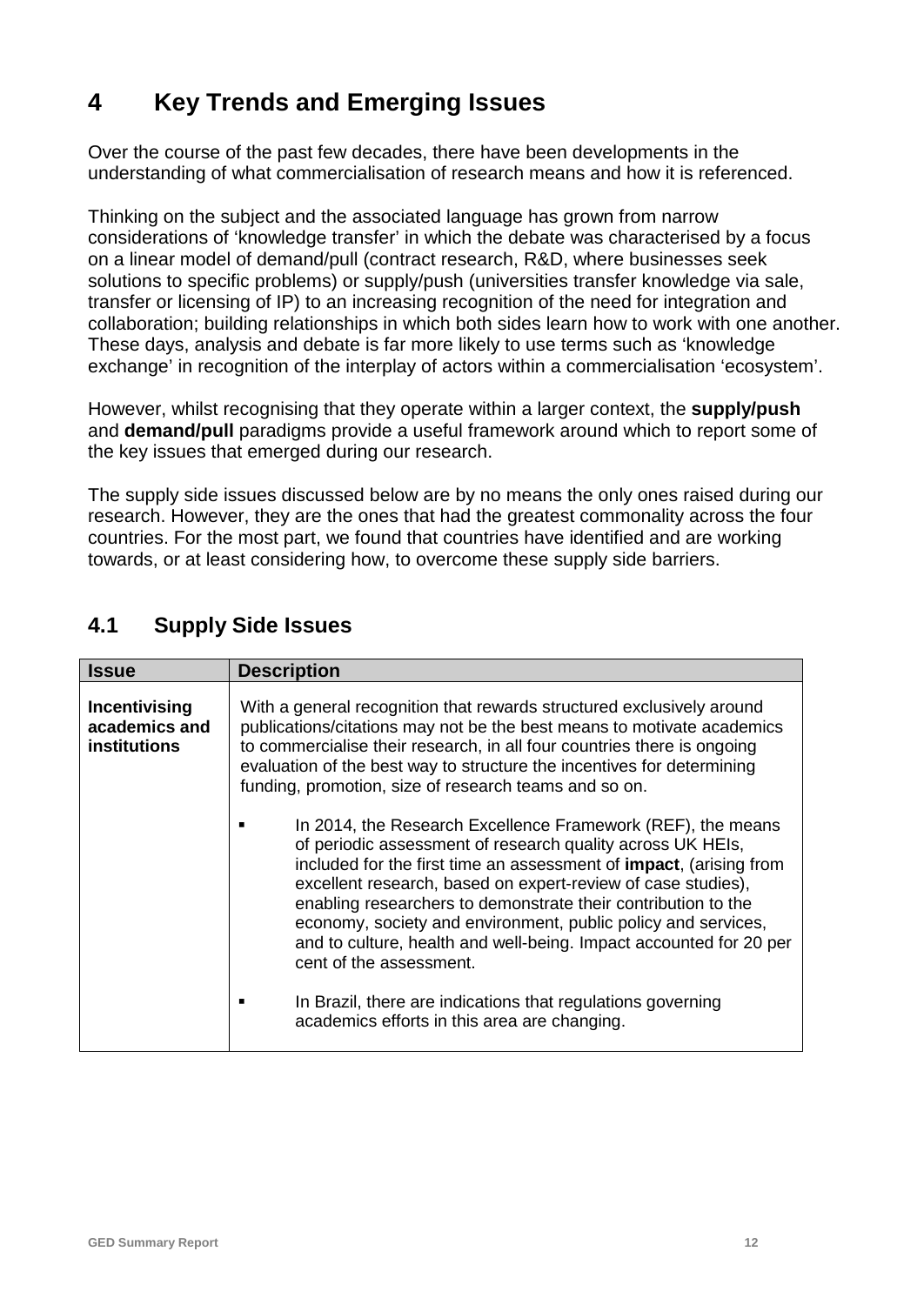# 4 Key Trends and Emerging Issues

Over the course of the past few decades, there have been developments in the understanding of what commercialisation of research means and how it is referenced.

Thinking on the subject and the associated language has grown from narrow considerations of 'knowledge transfer' in which the debate was characterised by a focus on a linear model of demand/pull (contract research, R&D, where businesses seek solutions to specific problems) or supply/push (universities transfer knowledge via sale, transfer or licensing of IP) to an increasing recognition of the need for integration and collaboration; building relationships in which both sides learn how to work with one another. These days, analysis and debate is far more likely to use terms such as 'knowledge exchange' in recognition of the interplay of actors within a commercialisation 'ecosystem'.

However, whilst recognising that they operate within a larger context, the **supply/push** and **demand/pull** paradigms provide a useful framework around which to report some of the key issues that emerged during our research.

The supply side issues discussed below are by no means the only ones raised during our research. However, they are the ones that had the greatest commonality across the four countries. For the most part, we found that countries have identified and are working towards, or at least considering how, to overcome these supply side barriers.

## 4.1 Supply Side Issues

| Issue | Description |
| --- | --- |
| **Incentivising academics and institutions** | With a general recognition that rewards structured exclusively around publications/citations may not be the best means to motivate academics to commercialise their research, in all four countries there is ongoing evaluation of the best way to structure the incentives for determining funding, promotion, size of research teams and so on.<br><br>▪ In 2014, the Research Excellence Framework (REF), the means of periodic assessment of research quality across UK HEIs, included for the first time an assessment of **impact**, (arising from excellent research, based on expert-review of case studies), enabling researchers to demonstrate their contribution to the economy, society and environment, public policy and services, and to culture, health and well-being. Impact accounted for 20 per cent of the assessment.<br><br>▪ In Brazil, there are indications that regulations governing academics efforts in this area are changing. |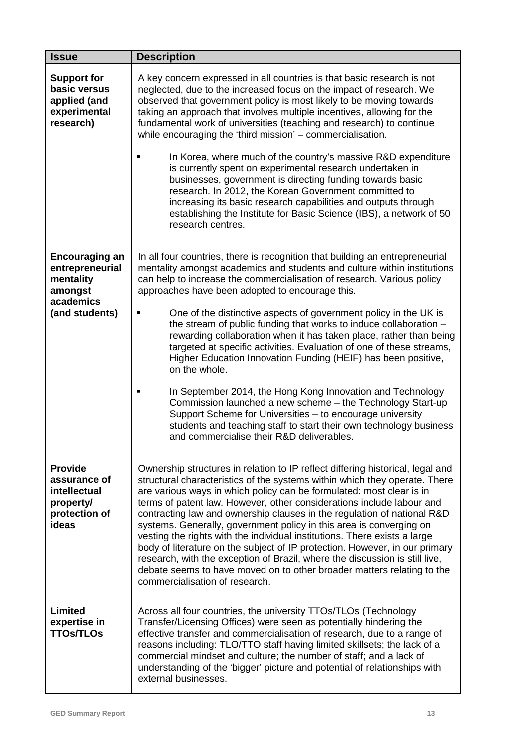| Issue | Description |
|---|---|
| **Support for basic versus applied (and experimental research)** | A key concern expressed in all countries is that basic research is not neglected, due to the increased focus on the impact of research. We observed that government policy is most likely to be moving towards taking an approach that involves multiple incentives, allowing for the fundamental work of universities (teaching and research) to continue while encouraging the 'third mission' – commercialisation.<br><br>▪ In Korea, where much of the country's massive R&D expenditure is currently spent on experimental research undertaken in businesses, government is directing funding towards basic research. In 2012, the Korean Government committed to increasing its basic research capabilities and outputs through establishing the Institute for Basic Science (IBS), a network of 50 research centres. |
| **Encouraging an entrepreneurial mentality amongst academics (and students)** | In all four countries, there is recognition that building an entrepreneurial mentality amongst academics and students and culture within institutions can help to increase the commercialisation of research. Various policy approaches have been adopted to encourage this.<br><br>▪ One of the distinctive aspects of government policy in the UK is the stream of public funding that works to induce collaboration – rewarding collaboration when it has taken place, rather than being targeted at specific activities. Evaluation of one of these streams, Higher Education Innovation Funding (HEIF) has been positive, on the whole.<br><br>▪ In September 2014, the Hong Kong Innovation and Technology Commission launched a new scheme – the Technology Start-up Support Scheme for Universities – to encourage university students and teaching staff to start their own technology business and commercialise their R&D deliverables. |
| **Provide assurance of intellectual property/ protection of ideas** | Ownership structures in relation to IP reflect differing historical, legal and structural characteristics of the systems within which they operate. There are various ways in which policy can be formulated: most clear is in terms of patent law. However, other considerations include labour and contracting law and ownership clauses in the regulation of national R&D systems. Generally, government policy in this area is converging on vesting the rights with the individual institutions. There exists a large body of literature on the subject of IP protection. However, in our primary research, with the exception of Brazil, where the discussion is still live, debate seems to have moved on to other broader matters relating to the commercialisation of research. |
| **Limited expertise in TTOs/TLOs** | Across all four countries, the university TTOs/TLOs (Technology Transfer/Licensing Offices) were seen as potentially hindering the effective transfer and commercialisation of research, due to a range of reasons including: TLO/TTO staff having limited skillsets; the lack of a commercial mindset and culture; the number of staff; and a lack of understanding of the 'bigger' picture and potential of relationships with external businesses. |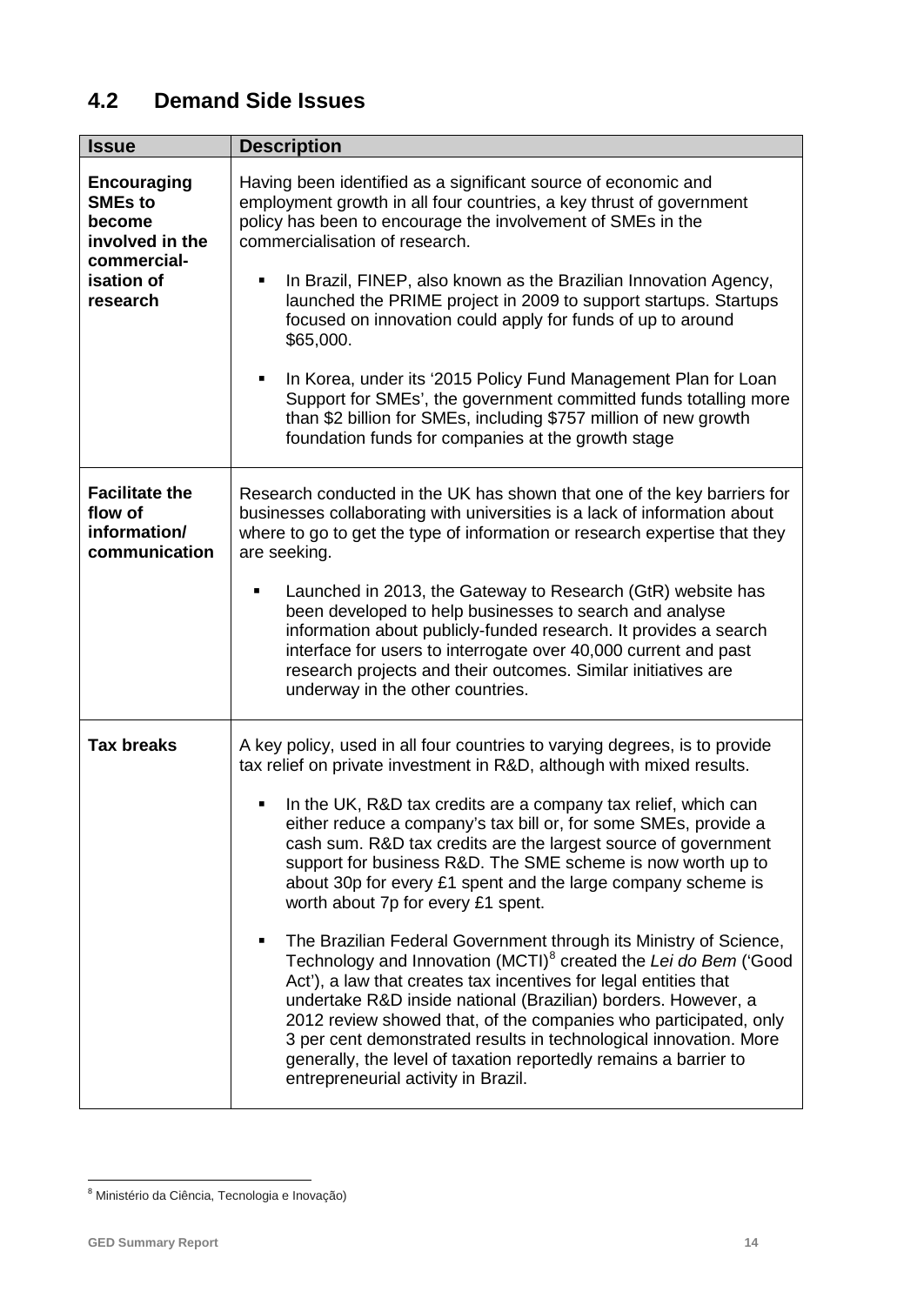## 4.2 Demand Side Issues

| Issue | Description |
| --- | --- |
| **Encouraging SMEs to become involved in the commercial-isation of research** | Having been identified as a significant source of economic and employment growth in all four countries, a key thrust of government policy has been to encourage the involvement of SMEs in the commercialisation of research.<br><br>▪ In Brazil, FINEP, also known as the Brazilian Innovation Agency, launched the PRIME project in 2009 to support startups. Startups focused on innovation could apply for funds of up to around \$65,000.<br><br>▪ In Korea, under its '2015 Policy Fund Management Plan for Loan Support for SMEs', the government committed funds totalling more than \$2 billion for SMEs, including \$757 million of new growth foundation funds for companies at the growth stage |
| **Facilitate the flow of information/ communication** | Research conducted in the UK has shown that one of the key barriers for businesses collaborating with universities is a lack of information about where to go to get the type of information or research expertise that they are seeking.<br><br>▪ Launched in 2013, the Gateway to Research (GtR) website has been developed to help businesses to search and analyse information about publicly-funded research. It provides a search interface for users to interrogate over 40,000 current and past research projects and their outcomes. Similar initiatives are underway in the other countries. |
| **Tax breaks** | A key policy, used in all four countries to varying degrees, is to provide tax relief on private investment in R&D, although with mixed results.<br><br>▪ In the UK, R&D tax credits are a company tax relief, which can either reduce a company's tax bill or, for some SMEs, provide a cash sum. R&D tax credits are the largest source of government support for business R&D. The SME scheme is now worth up to about 30p for every £1 spent and the large company scheme is worth about 7p for every £1 spent.<br><br>▪ The Brazilian Federal Government through its Ministry of Science, Technology and Innovation (MCTI)[8] created the *Lei do Bem* ('Good Act'), a law that creates tax incentives for legal entities that undertake R&D inside national (Brazilian) borders. However, a 2012 review showed that, of the companies who participated, only 3 per cent demonstrated results in technological innovation. More generally, the level of taxation reportedly remains a barrier to entrepreneurial activity in Brazil. |

[8] Ministério da Ciência, Tecnologia e Inovação)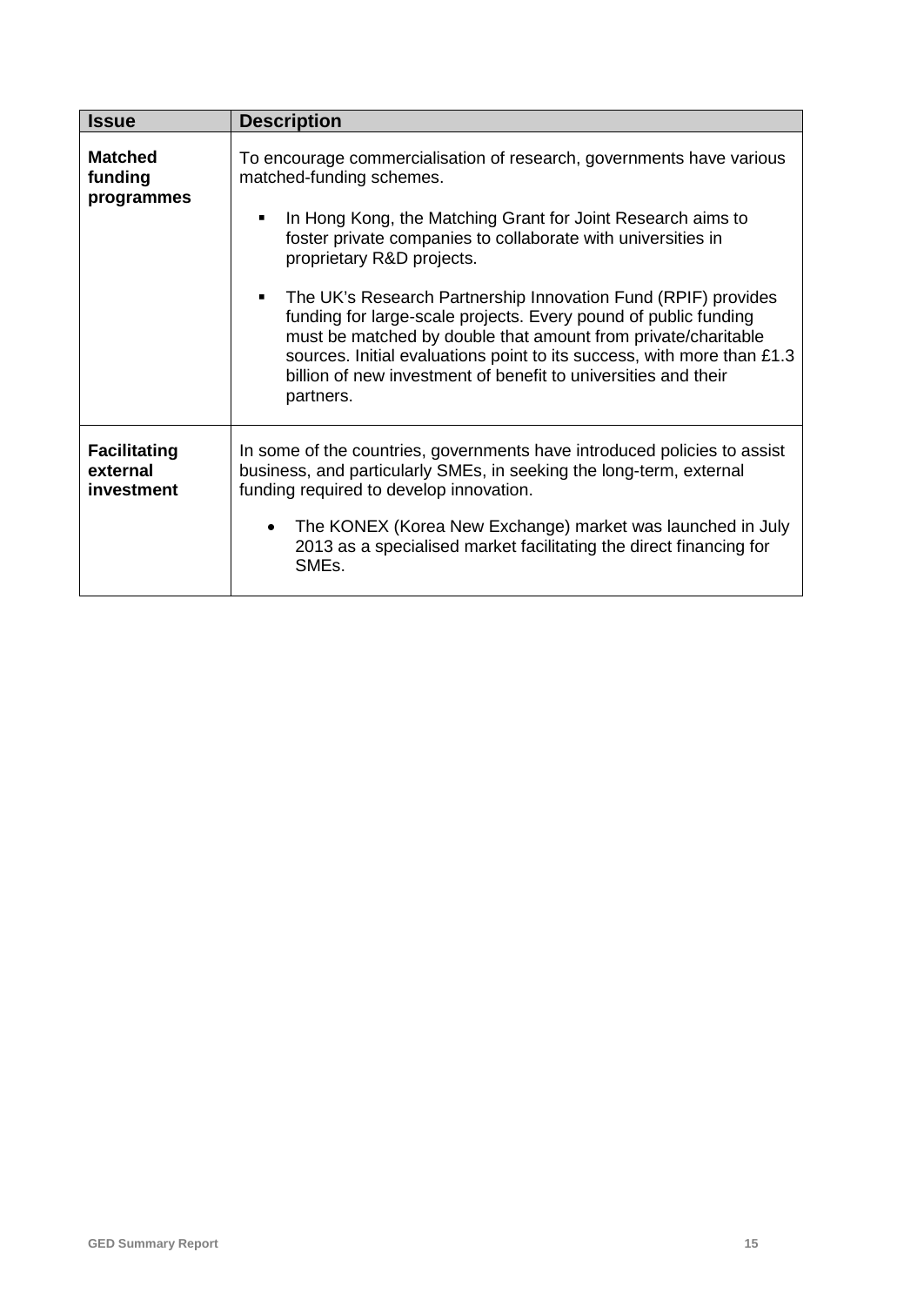| Issue | Description |
|---|---|
| **Matched funding programmes** | To encourage commercialisation of research, governments have various matched-funding schemes.<br>- In Hong Kong, the Matching Grant for Joint Research aims to foster private companies to collaborate with universities in proprietary R&D projects.<br>- The UK's Research Partnership Innovation Fund (RPIF) provides funding for large-scale projects. Every pound of public funding must be matched by double that amount from private/charitable sources. Initial evaluations point to its success, with more than £1.3 billion of new investment of benefit to universities and their partners. |
| **Facilitating external investment** | In some of the countries, governments have introduced policies to assist business, and particularly SMEs, in seeking the long-term, external funding required to develop innovation.<br>- The KONEX (Korea New Exchange) market was launched in July 2013 as a specialised market facilitating the direct financing for SMEs. |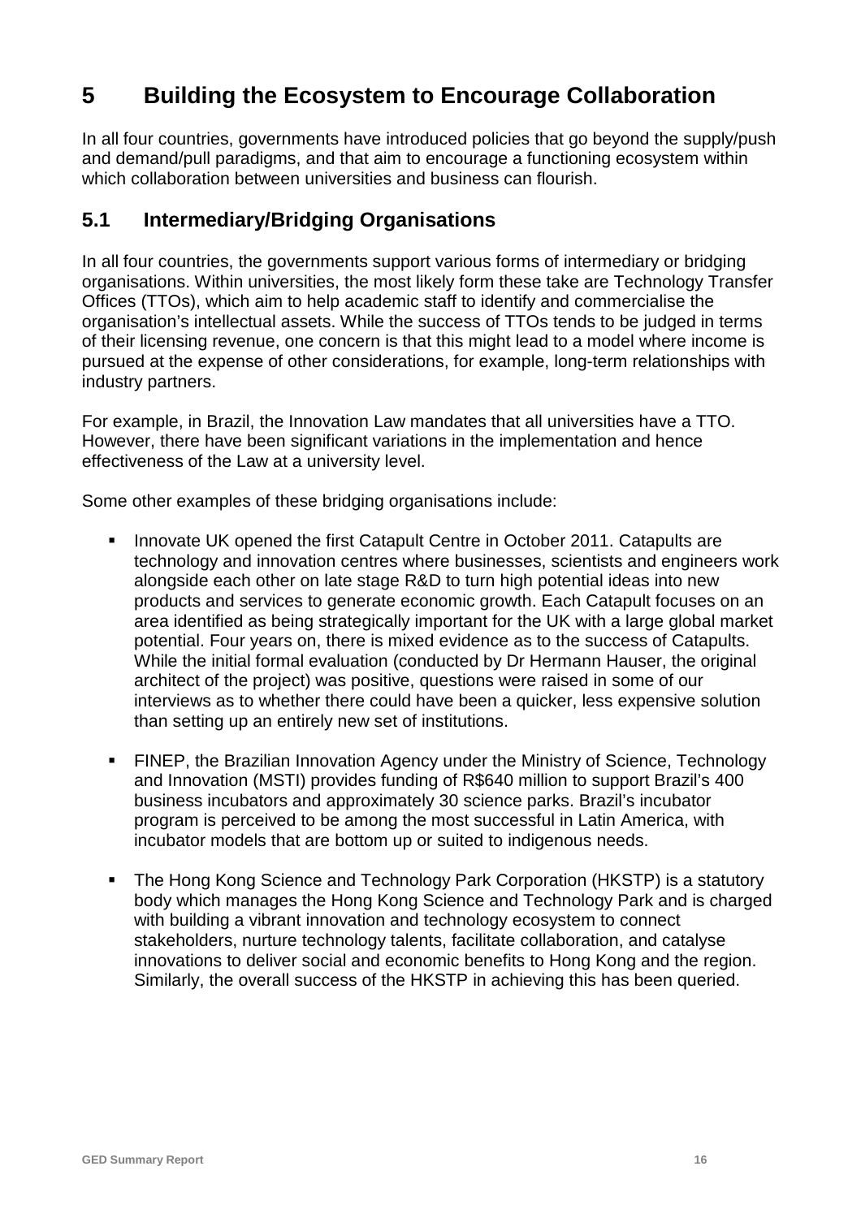# 5 Building the Ecosystem to Encourage Collaboration

In all four countries, governments have introduced policies that go beyond the supply/push and demand/pull paradigms, and that aim to encourage a functioning ecosystem within which collaboration between universities and business can flourish.

## 5.1 Intermediary/Bridging Organisations

In all four countries, the governments support various forms of intermediary or bridging organisations. Within universities, the most likely form these take are Technology Transfer Offices (TTOs), which aim to help academic staff to identify and commercialise the organisation's intellectual assets. While the success of TTOs tends to be judged in terms of their licensing revenue, one concern is that this might lead to a model where income is pursued at the expense of other considerations, for example, long-term relationships with industry partners.

For example, in Brazil, the Innovation Law mandates that all universities have a TTO. However, there have been significant variations in the implementation and hence effectiveness of the Law at a university level.

Some other examples of these bridging organisations include:

- Innovate UK opened the first Catapult Centre in October 2011. Catapults are technology and innovation centres where businesses, scientists and engineers work alongside each other on late stage R&D to turn high potential ideas into new products and services to generate economic growth. Each Catapult focuses on an area identified as being strategically important for the UK with a large global market potential. Four years on, there is mixed evidence as to the success of Catapults. While the initial formal evaluation (conducted by Dr Hermann Hauser, the original architect of the project) was positive, questions were raised in some of our interviews as to whether there could have been a quicker, less expensive solution than setting up an entirely new set of institutions.

- FINEP, the Brazilian Innovation Agency under the Ministry of Science, Technology and Innovation (MSTI) provides funding of R$640 million to support Brazil's 400 business incubators and approximately 30 science parks. Brazil's incubator program is perceived to be among the most successful in Latin America, with incubator models that are bottom up or suited to indigenous needs.

- The Hong Kong Science and Technology Park Corporation (HKSTP) is a statutory body which manages the Hong Kong Science and Technology Park and is charged with building a vibrant innovation and technology ecosystem to connect stakeholders, nurture technology talents, facilitate collaboration, and catalyse innovations to deliver social and economic benefits to Hong Kong and the region. Similarly, the overall success of the HKSTP in achieving this has been queried.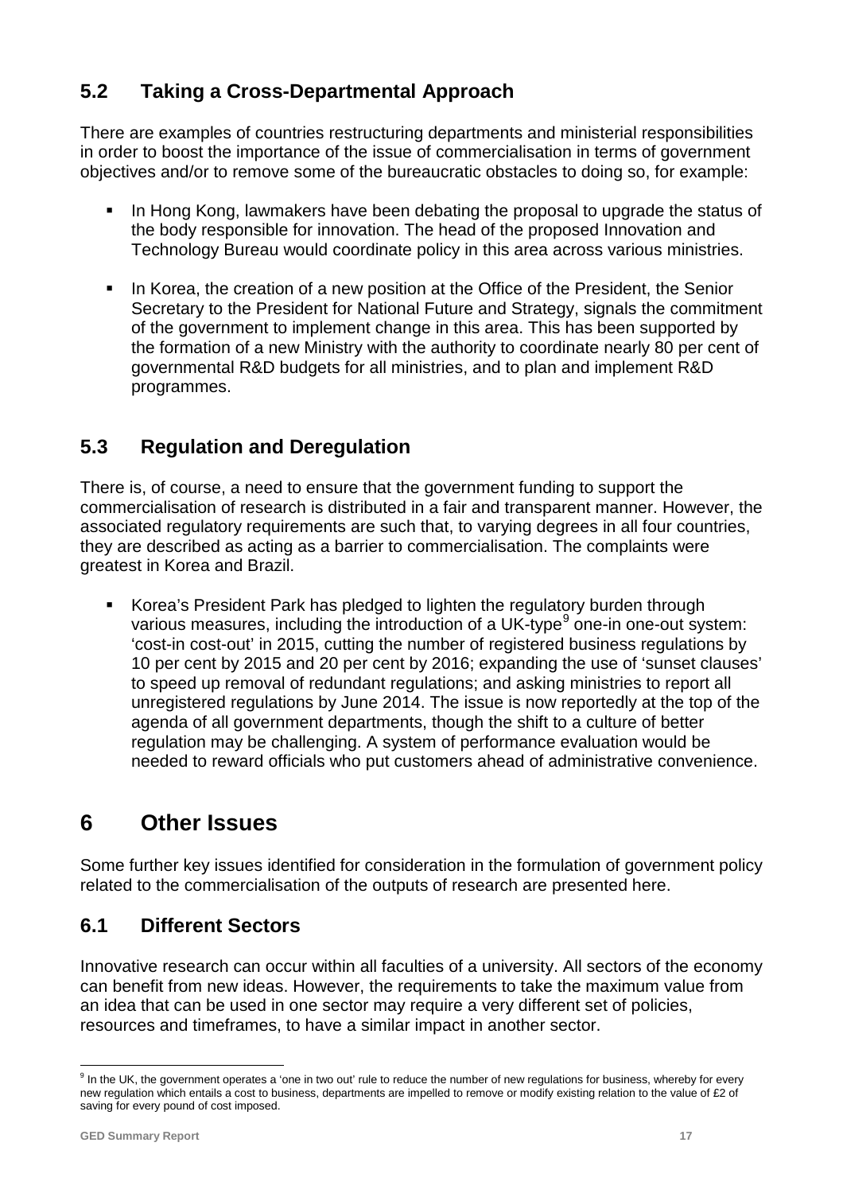## 5.2 Taking a Cross-Departmental Approach

There are examples of countries restructuring departments and ministerial responsibilities in order to boost the importance of the issue of commercialisation in terms of government objectives and/or to remove some of the bureaucratic obstacles to doing so, for example:

- In Hong Kong, lawmakers have been debating the proposal to upgrade the status of the body responsible for innovation. The head of the proposed Innovation and Technology Bureau would coordinate policy in this area across various ministries.
- In Korea, the creation of a new position at the Office of the President, the Senior Secretary to the President for National Future and Strategy, signals the commitment of the government to implement change in this area. This has been supported by the formation of a new Ministry with the authority to coordinate nearly 80 per cent of governmental R&D budgets for all ministries, and to plan and implement R&D programmes.

## 5.3 Regulation and Deregulation

There is, of course, a need to ensure that the government funding to support the commercialisation of research is distributed in a fair and transparent manner. However, the associated regulatory requirements are such that, to varying degrees in all four countries, they are described as acting as a barrier to commercialisation. The complaints were greatest in Korea and Brazil.

- Korea's President Park has pledged to lighten the regulatory burden through various measures, including the introduction of a UK-type[9] one-in one-out system: 'cost-in cost-out' in 2015, cutting the number of registered business regulations by 10 per cent by 2015 and 20 per cent by 2016; expanding the use of 'sunset clauses' to speed up removal of redundant regulations; and asking ministries to report all unregistered regulations by June 2014. The issue is now reportedly at the top of the agenda of all government departments, though the shift to a culture of better regulation may be challenging. A system of performance evaluation would be needed to reward officials who put customers ahead of administrative convenience.

# 6 Other Issues

Some further key issues identified for consideration in the formulation of government policy related to the commercialisation of the outputs of research are presented here.

## 6.1 Different Sectors

Innovative research can occur within all faculties of a university. All sectors of the economy can benefit from new ideas. However, the requirements to take the maximum value from an idea that can be used in one sector may require a very different set of policies, resources and timeframes, to have a similar impact in another sector.

[9] In the UK, the government operates a 'one in two out' rule to reduce the number of new regulations for business, whereby for every new regulation which entails a cost to business, departments are impelled to remove or modify existing relation to the value of £2 of saving for every pound of cost imposed.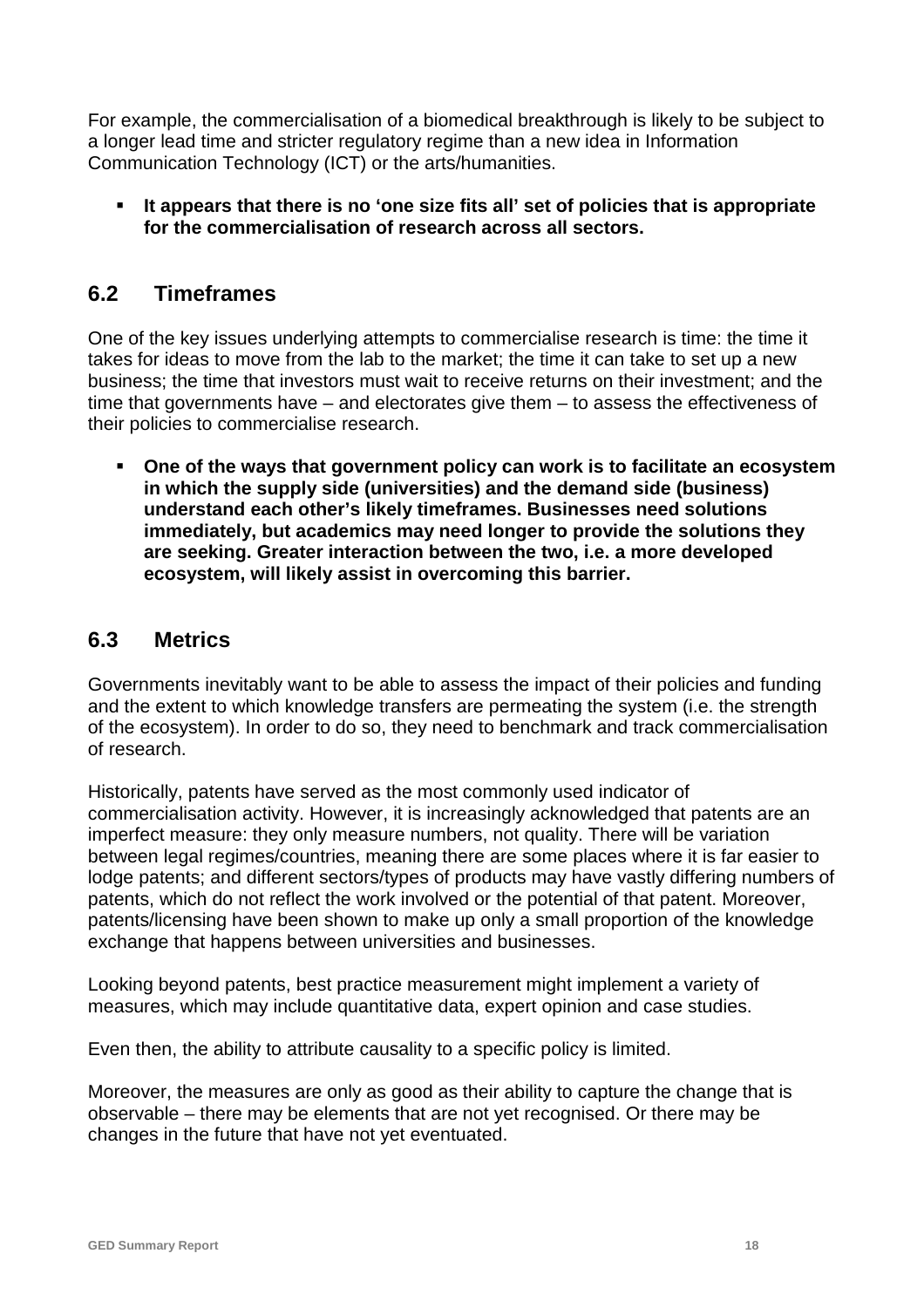For example, the commercialisation of a biomedical breakthrough is likely to be subject to a longer lead time and stricter regulatory regime than a new idea in Information Communication Technology (ICT) or the arts/humanities.

- **It appears that there is no 'one size fits all' set of policies that is appropriate for the commercialisation of research across all sectors.**

## 6.2 Timeframes

One of the key issues underlying attempts to commercialise research is time: the time it takes for ideas to move from the lab to the market; the time it can take to set up a new business; the time that investors must wait to receive returns on their investment; and the time that governments have – and electorates give them – to assess the effectiveness of their policies to commercialise research.

- **One of the ways that government policy can work is to facilitate an ecosystem in which the supply side (universities) and the demand side (business) understand each other's likely timeframes. Businesses need solutions immediately, but academics may need longer to provide the solutions they are seeking. Greater interaction between the two, i.e. a more developed ecosystem, will likely assist in overcoming this barrier.**

## 6.3 Metrics

Governments inevitably want to be able to assess the impact of their policies and funding and the extent to which knowledge transfers are permeating the system (i.e. the strength of the ecosystem). In order to do so, they need to benchmark and track commercialisation of research.

Historically, patents have served as the most commonly used indicator of commercialisation activity. However, it is increasingly acknowledged that patents are an imperfect measure: they only measure numbers, not quality. There will be variation between legal regimes/countries, meaning there are some places where it is far easier to lodge patents; and different sectors/types of products may have vastly differing numbers of patents, which do not reflect the work involved or the potential of that patent. Moreover, patents/licensing have been shown to make up only a small proportion of the knowledge exchange that happens between universities and businesses.

Looking beyond patents, best practice measurement might implement a variety of measures, which may include quantitative data, expert opinion and case studies.

Even then, the ability to attribute causality to a specific policy is limited.

Moreover, the measures are only as good as their ability to capture the change that is observable – there may be elements that are not yet recognised. Or there may be changes in the future that have not yet eventuated.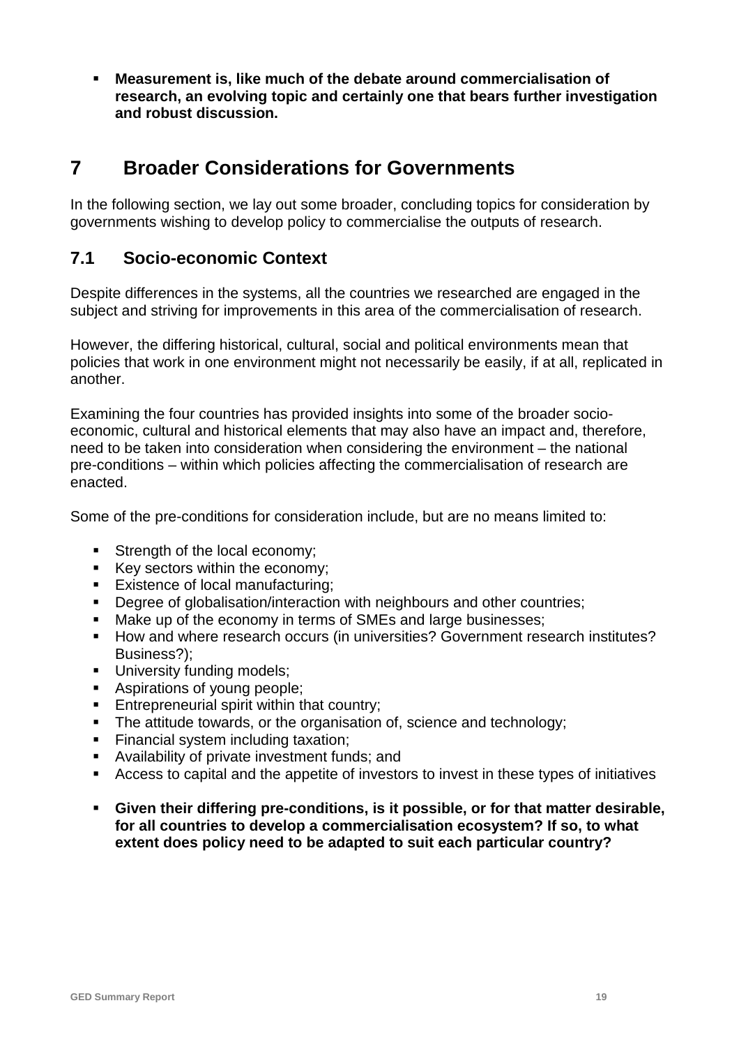- **Measurement is, like much of the debate around commercialisation of research, an evolving topic and certainly one that bears further investigation and robust discussion.**

# 7 Broader Considerations for Governments

In the following section, we lay out some broader, concluding topics for consideration by governments wishing to develop policy to commercialise the outputs of research.

## 7.1 Socio-economic Context

Despite differences in the systems, all the countries we researched are engaged in the subject and striving for improvements in this area of the commercialisation of research.

However, the differing historical, cultural, social and political environments mean that policies that work in one environment might not necessarily be easily, if at all, replicated in another.

Examining the four countries has provided insights into some of the broader socio-economic, cultural and historical elements that may also have an impact and, therefore, need to be taken into consideration when considering the environment – the national pre-conditions – within which policies affecting the commercialisation of research are enacted.

Some of the pre-conditions for consideration include, but are no means limited to:

- Strength of the local economy;
- Key sectors within the economy;
- Existence of local manufacturing;
- Degree of globalisation/interaction with neighbours and other countries;
- Make up of the economy in terms of SMEs and large businesses;
- How and where research occurs (in universities? Government research institutes? Business?);
- University funding models;
- Aspirations of young people;
- Entrepreneurial spirit within that country;
- The attitude towards, or the organisation of, science and technology;
- Financial system including taxation;
- Availability of private investment funds; and
- Access to capital and the appetite of investors to invest in these types of initiatives

- **Given their differing pre-conditions, is it possible, or for that matter desirable, for all countries to develop a commercialisation ecosystem? If so, to what extent does policy need to be adapted to suit each particular country?**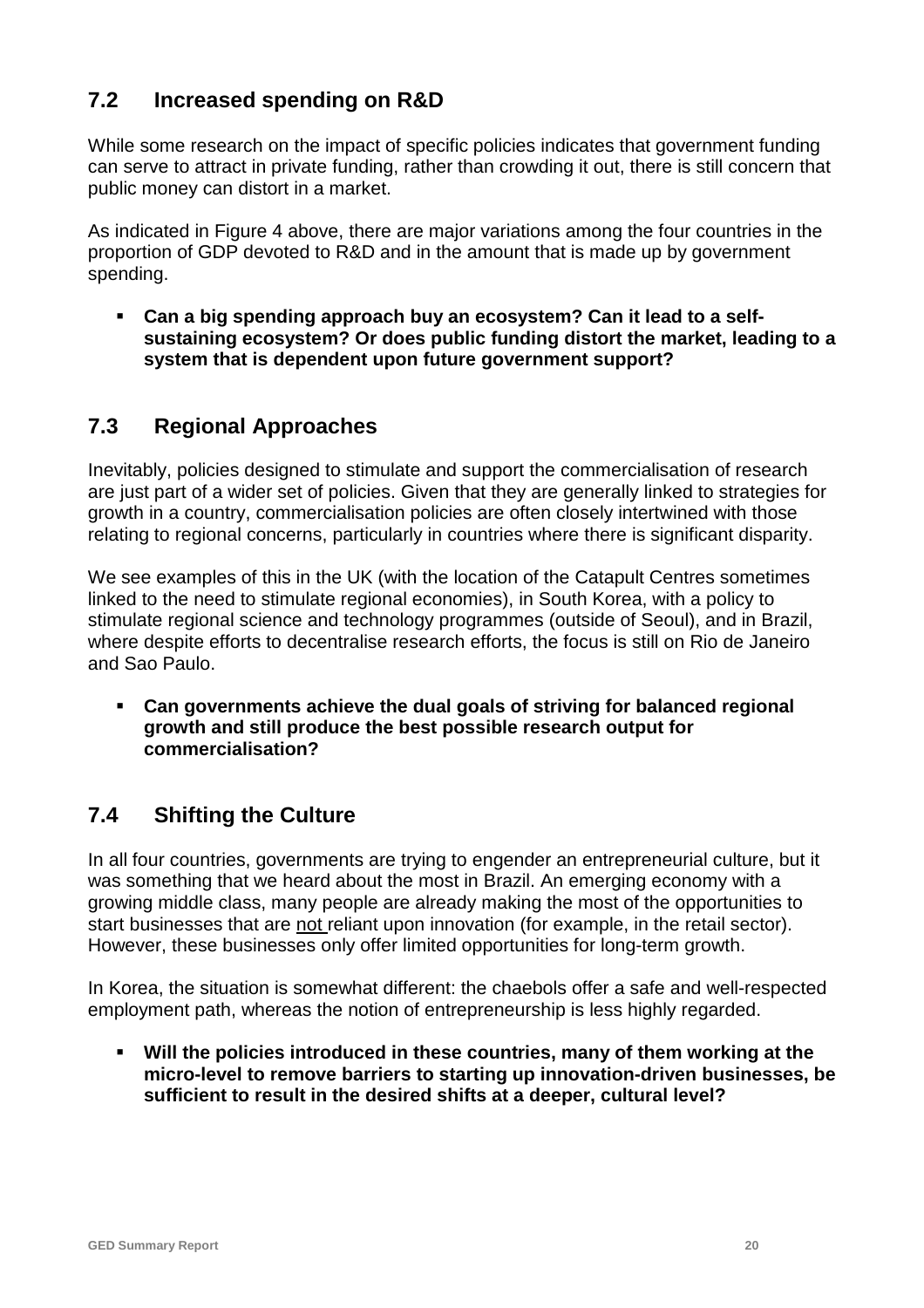## 7.2 Increased spending on R&D

While some research on the impact of specific policies indicates that government funding can serve to attract in private funding, rather than crowding it out, there is still concern that public money can distort in a market.

As indicated in Figure 4 above, there are major variations among the four countries in the proportion of GDP devoted to R&D and in the amount that is made up by government spending.

- **Can a big spending approach buy an ecosystem? Can it lead to a self-sustaining ecosystem? Or does public funding distort the market, leading to a system that is dependent upon future government support?**

## 7.3 Regional Approaches

Inevitably, policies designed to stimulate and support the commercialisation of research are just part of a wider set of policies. Given that they are generally linked to strategies for growth in a country, commercialisation policies are often closely intertwined with those relating to regional concerns, particularly in countries where there is significant disparity.

We see examples of this in the UK (with the location of the Catapult Centres sometimes linked to the need to stimulate regional economies), in South Korea, with a policy to stimulate regional science and technology programmes (outside of Seoul), and in Brazil, where despite efforts to decentralise research efforts, the focus is still on Rio de Janeiro and Sao Paulo.

- **Can governments achieve the dual goals of striving for balanced regional growth and still produce the best possible research output for commercialisation?**

## 7.4 Shifting the Culture

In all four countries, governments are trying to engender an entrepreneurial culture, but it was something that we heard about the most in Brazil. An emerging economy with a growing middle class, many people are already making the most of the opportunities to start businesses that are <u>not</u> reliant upon innovation (for example, in the retail sector). However, these businesses only offer limited opportunities for long-term growth.

In Korea, the situation is somewhat different: the chaebols offer a safe and well-respected employment path, whereas the notion of entrepreneurship is less highly regarded.

- **Will the policies introduced in these countries, many of them working at the micro-level to remove barriers to starting up innovation-driven businesses, be sufficient to result in the desired shifts at a deeper, cultural level?**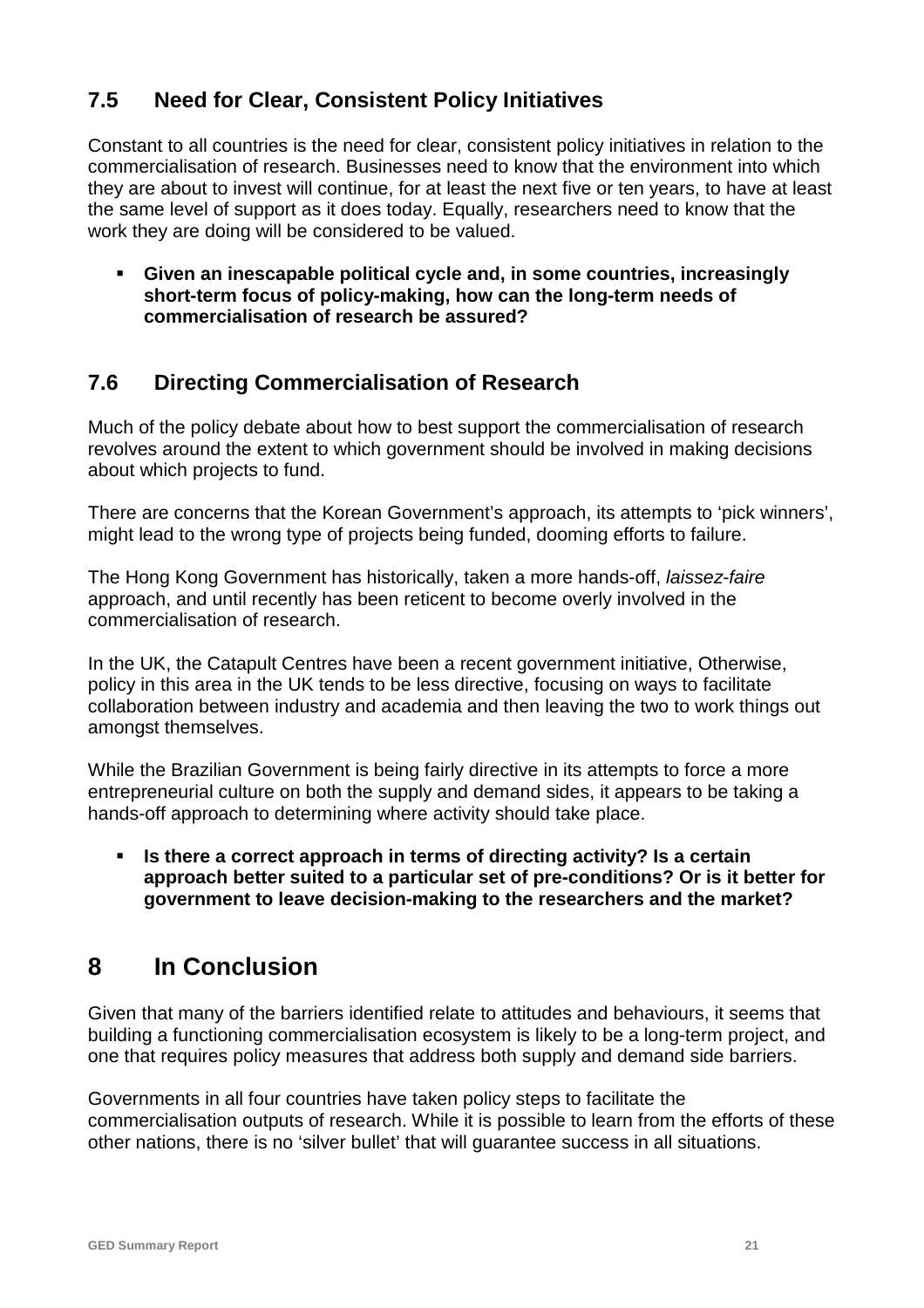## 7.5 Need for Clear, Consistent Policy Initiatives

Constant to all countries is the need for clear, consistent policy initiatives in relation to the commercialisation of research. Businesses need to know that the environment into which they are about to invest will continue, for at least the next five or ten years, to have at least the same level of support as it does today. Equally, researchers need to know that the work they are doing will be considered to be valued.

- **Given an inescapable political cycle and, in some countries, increasingly short-term focus of policy-making, how can the long-term needs of commercialisation of research be assured?**

## 7.6 Directing Commercialisation of Research

Much of the policy debate about how to best support the commercialisation of research revolves around the extent to which government should be involved in making decisions about which projects to fund.

There are concerns that the Korean Government's approach, its attempts to 'pick winners', might lead to the wrong type of projects being funded, dooming efforts to failure.

The Hong Kong Government has historically, taken a more hands-off, *laissez-faire* approach, and until recently has been reticent to become overly involved in the commercialisation of research.

In the UK, the Catapult Centres have been a recent government initiative, Otherwise, policy in this area in the UK tends to be less directive, focusing on ways to facilitate collaboration between industry and academia and then leaving the two to work things out amongst themselves.

While the Brazilian Government is being fairly directive in its attempts to force a more entrepreneurial culture on both the supply and demand sides, it appears to be taking a hands-off approach to determining where activity should take place.

- **Is there a correct approach in terms of directing activity? Is a certain approach better suited to a particular set of pre-conditions? Or is it better for government to leave decision-making to the researchers and the market?**

# 8 In Conclusion

Given that many of the barriers identified relate to attitudes and behaviours, it seems that building a functioning commercialisation ecosystem is likely to be a long-term project, and one that requires policy measures that address both supply and demand side barriers.

Governments in all four countries have taken policy steps to facilitate the commercialisation outputs of research. While it is possible to learn from the efforts of these other nations, there is no 'silver bullet' that will guarantee success in all situations.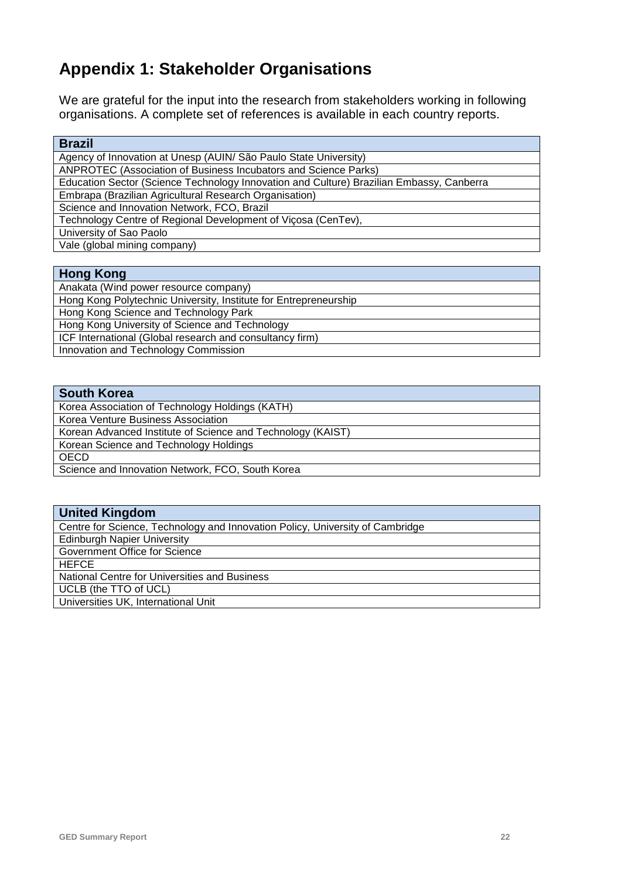## Appendix 1: Stakeholder Organisations

We are grateful for the input into the research from stakeholders working in following organisations. A complete set of references is available in each country reports.

| Brazil |
|---|
| Agency of Innovation at Unesp (AUIN/ São Paulo State University) |
| ANPROTEC (Association of Business Incubators and Science Parks) |
| Education Sector (Science Technology Innovation and Culture) Brazilian Embassy, Canberra |
| Embrapa (Brazilian Agricultural Research Organisation) |
| Science and Innovation Network, FCO, Brazil |
| Technology Centre of Regional Development of Viçosa (CenTev), |
| University of Sao Paolo |
| Vale (global mining company) |

| Hong Kong |
|---|
| Anakata (Wind power resource company) |
| Hong Kong Polytechnic University, Institute for Entrepreneurship |
| Hong Kong Science and Technology Park |
| Hong Kong University of Science and Technology |
| ICF International (Global research and consultancy firm) |
| Innovation and Technology Commission |

| South Korea |
|---|
| Korea Association of Technology Holdings (KATH) |
| Korea Venture Business Association |
| Korean Advanced Institute of Science and Technology (KAIST) |
| Korean Science and Technology Holdings |
| OECD |
| Science and Innovation Network, FCO, South Korea |

| United Kingdom |
|---|
| Centre for Science, Technology and Innovation Policy, University of Cambridge |
| Edinburgh Napier University |
| Government Office for Science |
| HEFCE |
| National Centre for Universities and Business |
| UCLB (the TTO of UCL) |
| Universities UK, International Unit |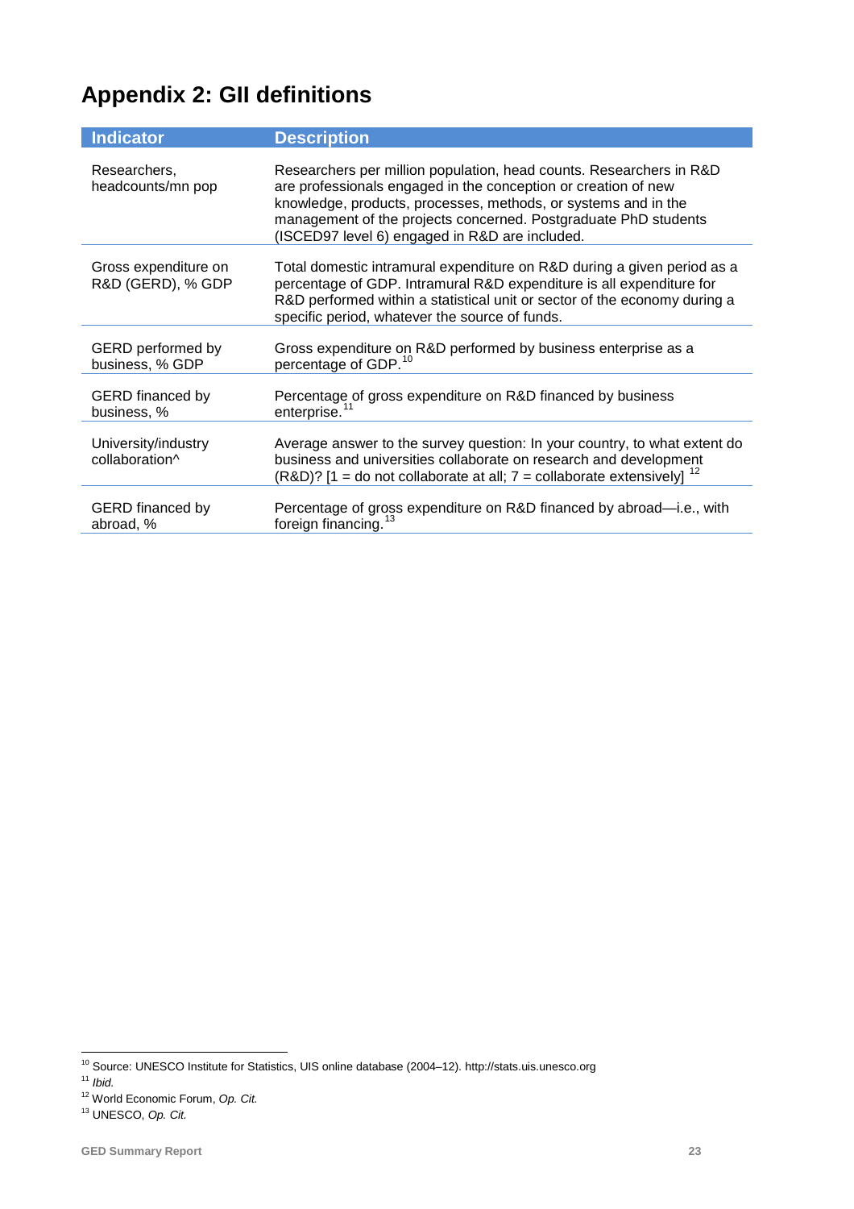# Appendix 2: GII definitions

| Indicator | Description |
|---|---|
| Researchers, headcounts/mn pop | Researchers per million population, head counts. Researchers in R&D are professionals engaged in the conception or creation of new knowledge, products, processes, methods, or systems and in the management of the projects concerned. Postgraduate PhD students (ISCED97 level 6) engaged in R&D are included. |
| Gross expenditure on R&D (GERD), % GDP | Total domestic intramural expenditure on R&D during a given period as a percentage of GDP. Intramural R&D expenditure is all expenditure for R&D performed within a statistical unit or sector of the economy during a specific period, whatever the source of funds. |
| GERD performed by business, % GDP | Gross expenditure on R&D performed by business enterprise as a percentage of GDP.[10] |
| GERD financed by business, % | Percentage of gross expenditure on R&D financed by business enterprise.[11] |
| University/industry collaboration^ | Average answer to the survey question: In your country, to what extent do business and universities collaborate on research and development (R&D)? [1 = do not collaborate at all; 7 = collaborate extensively] [12] |
| GERD financed by abroad, % | Percentage of gross expenditure on R&D financed by abroad—i.e., with foreign financing.[13] |

[10] Source: UNESCO Institute for Statistics, UIS online database (2004–12). http://stats.uis.unesco.org

[11] *Ibid.*

[12] World Economic Forum, *Op. Cit.*

[13] UNESCO, *Op. Cit.*